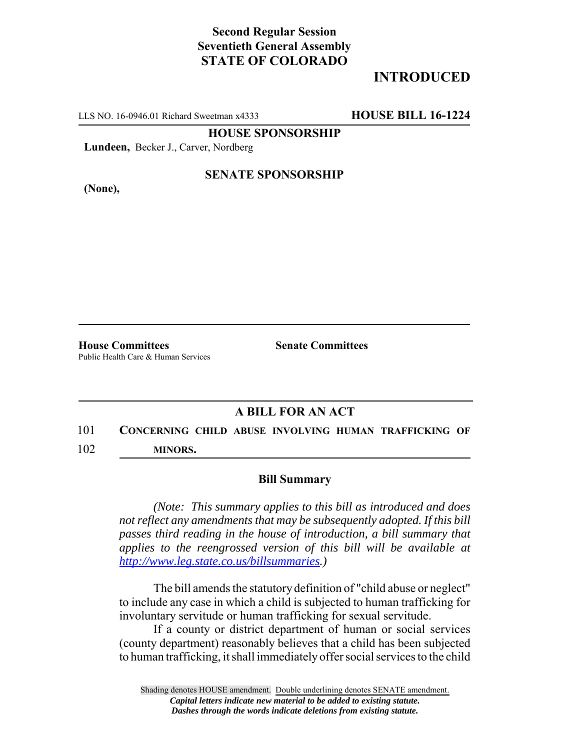**Second Regular Session**
**Seventieth General Assembly**
**STATE OF COLORADO**

**INTRODUCED**

LLS NO. 16-0946.01 Richard Sweetman x4333 **HOUSE BILL 16-1224**

**HOUSE SPONSORSHIP**

**Lundeen,** Becker J., Carver, Nordberg

**SENATE SPONSORSHIP**

**(None),**

**House Committees**
Public Health Care & Human Services

**Senate Committees**

## A BILL FOR AN ACT

101 **CONCERNING CHILD ABUSE INVOLVING HUMAN TRAFFICKING OF**
102 **MINORS.**

### Bill Summary

*(Note: This summary applies to this bill as introduced and does not reflect any amendments that may be subsequently adopted. If this bill passes third reading in the house of introduction, a bill summary that applies to the reengrossed version of this bill will be available at http://www.leg.state.co.us/billsummaries.)*

The bill amends the statutory definition of "child abuse or neglect" to include any case in which a child is subjected to human trafficking for involuntary servitude or human trafficking for sexual servitude.

If a county or district department of human or social services (county department) reasonably believes that a child has been subjected to human trafficking, it shall immediately offer social services to the child

Shading denotes HOUSE amendment. Double underlining denotes SENATE amendment.
*Capital letters indicate new material to be added to existing statute.*
*Dashes through the words indicate deletions from existing statute.*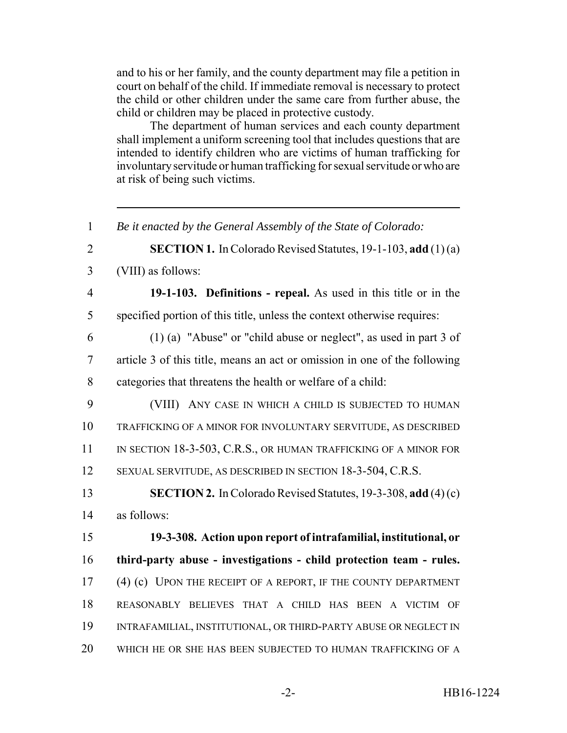and to his or her family, and the county department may file a petition in court on behalf of the child. If immediate removal is necessary to protect the child or other children under the same care from further abuse, the child or children may be placed in protective custody.

The department of human services and each county department shall implement a uniform screening tool that includes questions that are intended to identify children who are victims of human trafficking for involuntary servitude or human trafficking for sexual servitude or who are at risk of being such victims.

---

1 *Be it enacted by the General Assembly of the State of Colorado:*

2 **SECTION 1.** In Colorado Revised Statutes, 19-1-103, **add** (1) (a)
3 (VIII) as follows:

4 **19-1-103. Definitions - repeal.** As used in this title or in the
5 specified portion of this title, unless the context otherwise requires:

6 (1) (a) "Abuse" or "child abuse or neglect", as used in part 3 of
7 article 3 of this title, means an act or omission in one of the following
8 categories that threatens the health or welfare of a child:

9 (VIII) ANY CASE IN WHICH A CHILD IS SUBJECTED TO HUMAN
10 TRAFFICKING OF A MINOR FOR INVOLUNTARY SERVITUDE, AS DESCRIBED
11 IN SECTION 18-3-503, C.R.S., OR HUMAN TRAFFICKING OF A MINOR FOR
12 SEXUAL SERVITUDE, AS DESCRIBED IN SECTION 18-3-504, C.R.S.

13 **SECTION 2.** In Colorado Revised Statutes, 19-3-308, **add** (4) (c)
14 as follows:

15 **19-3-308. Action upon report of intrafamilial, institutional, or**
16 **third-party abuse - investigations - child protection team - rules.**
17 (4) (c) UPON THE RECEIPT OF A REPORT, IF THE COUNTY DEPARTMENT
18 REASONABLY BELIEVES THAT A CHILD HAS BEEN A VICTIM OF
19 INTRAFAMILIAL, INSTITUTIONAL, OR THIRD-PARTY ABUSE OR NEGLECT IN
20 WHICH HE OR SHE HAS BEEN SUBJECTED TO HUMAN TRAFFICKING OF A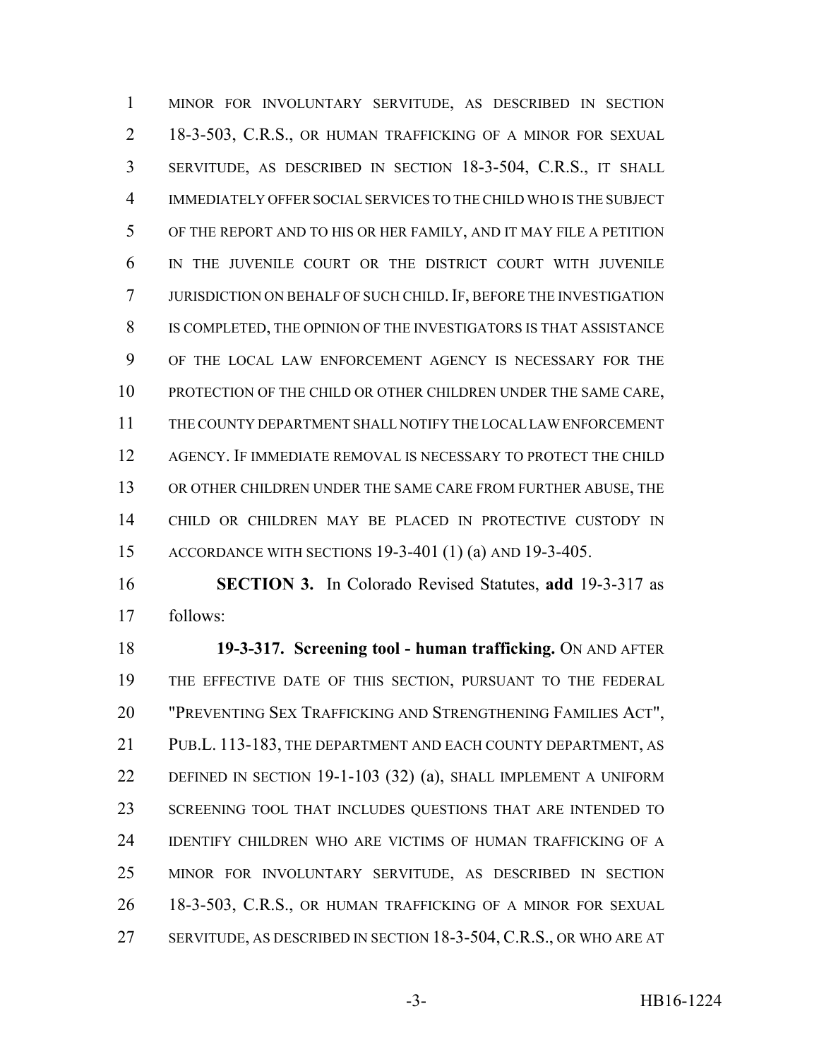MINOR FOR INVOLUNTARY SERVITUDE, AS DESCRIBED IN SECTION 18-3-503, C.R.S., OR HUMAN TRAFFICKING OF A MINOR FOR SEXUAL SERVITUDE, AS DESCRIBED IN SECTION 18-3-504, C.R.S., IT SHALL IMMEDIATELY OFFER SOCIAL SERVICES TO THE CHILD WHO IS THE SUBJECT OF THE REPORT AND TO HIS OR HER FAMILY, AND IT MAY FILE A PETITION IN THE JUVENILE COURT OR THE DISTRICT COURT WITH JUVENILE JURISDICTION ON BEHALF OF SUCH CHILD. IF, BEFORE THE INVESTIGATION IS COMPLETED, THE OPINION OF THE INVESTIGATORS IS THAT ASSISTANCE OF THE LOCAL LAW ENFORCEMENT AGENCY IS NECESSARY FOR THE PROTECTION OF THE CHILD OR OTHER CHILDREN UNDER THE SAME CARE, THE COUNTY DEPARTMENT SHALL NOTIFY THE LOCAL LAW ENFORCEMENT AGENCY. IF IMMEDIATE REMOVAL IS NECESSARY TO PROTECT THE CHILD OR OTHER CHILDREN UNDER THE SAME CARE FROM FURTHER ABUSE, THE CHILD OR CHILDREN MAY BE PLACED IN PROTECTIVE CUSTODY IN ACCORDANCE WITH SECTIONS 19-3-401 (1) (a) AND 19-3-405.

**SECTION 3.** In Colorado Revised Statutes, **add** 19-3-317 as follows:

**19-3-317. Screening tool - human trafficking.** ON AND AFTER THE EFFECTIVE DATE OF THIS SECTION, PURSUANT TO THE FEDERAL "PREVENTING SEX TRAFFICKING AND STRENGTHENING FAMILIES ACT", PUB.L. 113-183, THE DEPARTMENT AND EACH COUNTY DEPARTMENT, AS DEFINED IN SECTION 19-1-103 (32) (a), SHALL IMPLEMENT A UNIFORM SCREENING TOOL THAT INCLUDES QUESTIONS THAT ARE INTENDED TO IDENTIFY CHILDREN WHO ARE VICTIMS OF HUMAN TRAFFICKING OF A MINOR FOR INVOLUNTARY SERVITUDE, AS DESCRIBED IN SECTION 18-3-503, C.R.S., OR HUMAN TRAFFICKING OF A MINOR FOR SEXUAL SERVITUDE, AS DESCRIBED IN SECTION 18-3-504, C.R.S., OR WHO ARE AT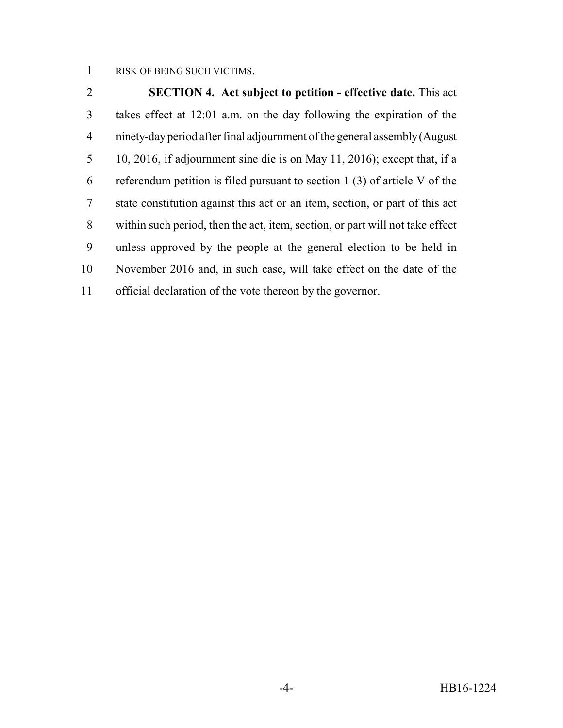RISK OF BEING SUCH VICTIMS.

**SECTION 4. Act subject to petition - effective date.** This act takes effect at 12:01 a.m. on the day following the expiration of the ninety-day period after final adjournment of the general assembly (August 10, 2016, if adjournment sine die is on May 11, 2016); except that, if a referendum petition is filed pursuant to section 1 (3) of article V of the state constitution against this act or an item, section, or part of this act within such period, then the act, item, section, or part will not take effect unless approved by the people at the general election to be held in November 2016 and, in such case, will take effect on the date of the official declaration of the vote thereon by the governor.